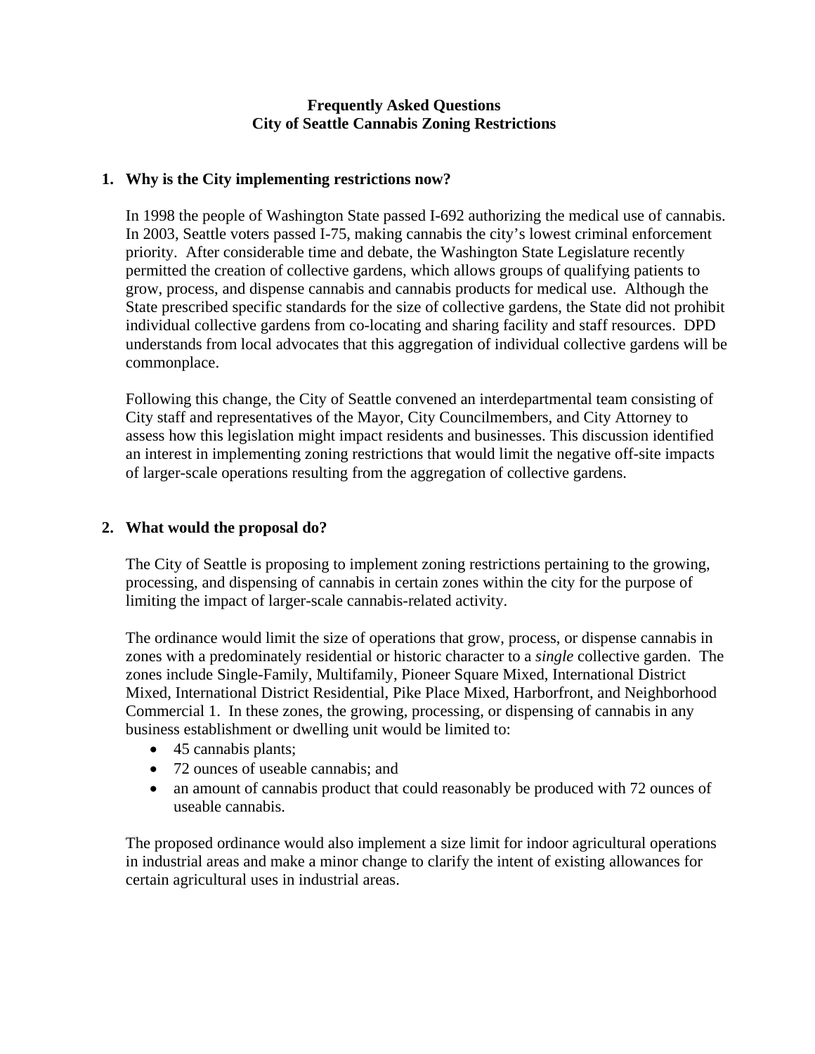# Frequently Asked Questions
# City of Seattle Cannabis Zoning Restrictions

## 1. Why is the City implementing restrictions now?

In 1998 the people of Washington State passed I-692 authorizing the medical use of cannabis. In 2003, Seattle voters passed I-75, making cannabis the city's lowest criminal enforcement priority. After considerable time and debate, the Washington State Legislature recently permitted the creation of collective gardens, which allows groups of qualifying patients to grow, process, and dispense cannabis and cannabis products for medical use. Although the State prescribed specific standards for the size of collective gardens, the State did not prohibit individual collective gardens from co-locating and sharing facility and staff resources. DPD understands from local advocates that this aggregation of individual collective gardens will be commonplace.

Following this change, the City of Seattle convened an interdepartmental team consisting of City staff and representatives of the Mayor, City Councilmembers, and City Attorney to assess how this legislation might impact residents and businesses. This discussion identified an interest in implementing zoning restrictions that would limit the negative off-site impacts of larger-scale operations resulting from the aggregation of collective gardens.

## 2. What would the proposal do?

The City of Seattle is proposing to implement zoning restrictions pertaining to the growing, processing, and dispensing of cannabis in certain zones within the city for the purpose of limiting the impact of larger-scale cannabis-related activity.

The ordinance would limit the size of operations that grow, process, or dispense cannabis in zones with a predominately residential or historic character to a *single* collective garden. The zones include Single-Family, Multifamily, Pioneer Square Mixed, International District Mixed, International District Residential, Pike Place Mixed, Harborfront, and Neighborhood Commercial 1. In these zones, the growing, processing, or dispensing of cannabis in any business establishment or dwelling unit would be limited to:

- 45 cannabis plants;
- 72 ounces of useable cannabis; and
- an amount of cannabis product that could reasonably be produced with 72 ounces of useable cannabis.

The proposed ordinance would also implement a size limit for indoor agricultural operations in industrial areas and make a minor change to clarify the intent of existing allowances for certain agricultural uses in industrial areas.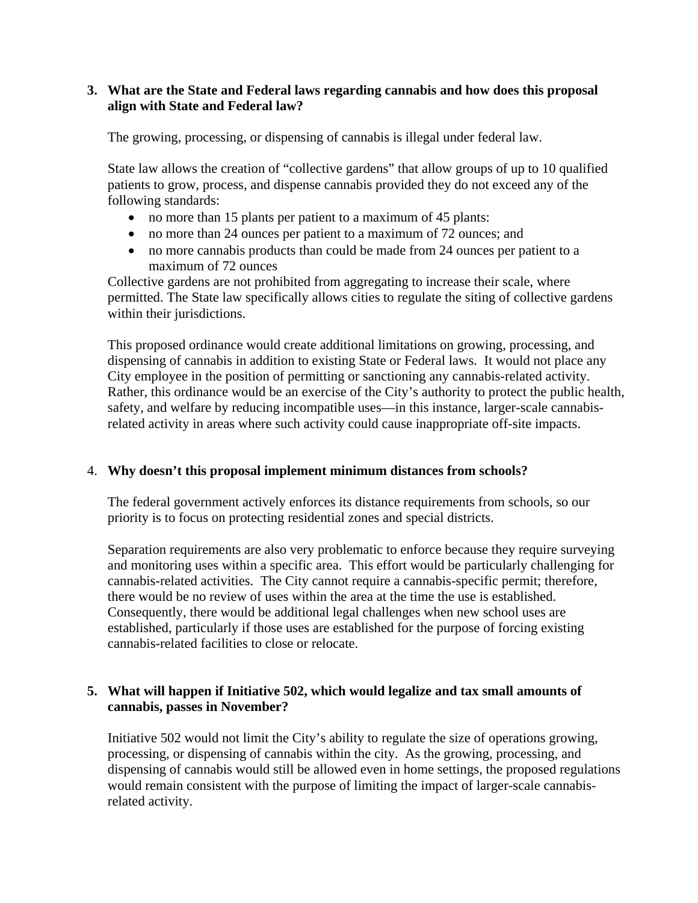**3. What are the State and Federal laws regarding cannabis and how does this proposal align with State and Federal law?**

The growing, processing, or dispensing of cannabis is illegal under federal law.

State law allows the creation of "collective gardens" that allow groups of up to 10 qualified patients to grow, process, and dispense cannabis provided they do not exceed any of the following standards:

- no more than 15 plants per patient to a maximum of 45 plants:
- no more than 24 ounces per patient to a maximum of 72 ounces; and
- no more cannabis products than could be made from 24 ounces per patient to a maximum of 72 ounces

Collective gardens are not prohibited from aggregating to increase their scale, where permitted. The State law specifically allows cities to regulate the siting of collective gardens within their jurisdictions.

This proposed ordinance would create additional limitations on growing, processing, and dispensing of cannabis in addition to existing State or Federal laws. It would not place any City employee in the position of permitting or sanctioning any cannabis-related activity. Rather, this ordinance would be an exercise of the City's authority to protect the public health, safety, and welfare by reducing incompatible uses—in this instance, larger-scale cannabis-related activity in areas where such activity could cause inappropriate off-site impacts.

4. **Why doesn't this proposal implement minimum distances from schools?**

The federal government actively enforces its distance requirements from schools, so our priority is to focus on protecting residential zones and special districts.

Separation requirements are also very problematic to enforce because they require surveying and monitoring uses within a specific area. This effort would be particularly challenging for cannabis-related activities. The City cannot require a cannabis-specific permit; therefore, there would be no review of uses within the area at the time the use is established. Consequently, there would be additional legal challenges when new school uses are established, particularly if those uses are established for the purpose of forcing existing cannabis-related facilities to close or relocate.

**5. What will happen if Initiative 502, which would legalize and tax small amounts of cannabis, passes in November?**

Initiative 502 would not limit the City's ability to regulate the size of operations growing, processing, or dispensing of cannabis within the city. As the growing, processing, and dispensing of cannabis would still be allowed even in home settings, the proposed regulations would remain consistent with the purpose of limiting the impact of larger-scale cannabis-related activity.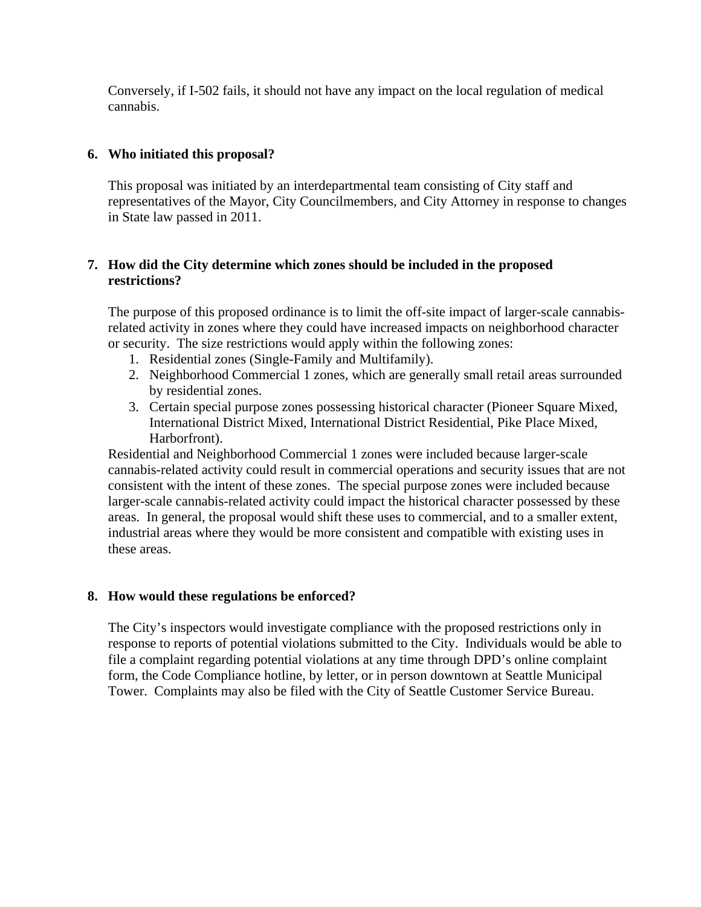Conversely, if I-502 fails, it should not have any impact on the local regulation of medical cannabis.

**6. Who initiated this proposal?**

This proposal was initiated by an interdepartmental team consisting of City staff and representatives of the Mayor, City Councilmembers, and City Attorney in response to changes in State law passed in 2011.

**7. How did the City determine which zones should be included in the proposed restrictions?**

The purpose of this proposed ordinance is to limit the off-site impact of larger-scale cannabis-related activity in zones where they could have increased impacts on neighborhood character or security. The size restrictions would apply within the following zones:

1. Residential zones (Single-Family and Multifamily).
2. Neighborhood Commercial 1 zones, which are generally small retail areas surrounded by residential zones.
3. Certain special purpose zones possessing historical character (Pioneer Square Mixed, International District Mixed, International District Residential, Pike Place Mixed, Harborfront).

Residential and Neighborhood Commercial 1 zones were included because larger-scale cannabis-related activity could result in commercial operations and security issues that are not consistent with the intent of these zones. The special purpose zones were included because larger-scale cannabis-related activity could impact the historical character possessed by these areas. In general, the proposal would shift these uses to commercial, and to a smaller extent, industrial areas where they would be more consistent and compatible with existing uses in these areas.

**8. How would these regulations be enforced?**

The City's inspectors would investigate compliance with the proposed restrictions only in response to reports of potential violations submitted to the City. Individuals would be able to file a complaint regarding potential violations at any time through DPD's online complaint form, the Code Compliance hotline, by letter, or in person downtown at Seattle Municipal Tower. Complaints may also be filed with the City of Seattle Customer Service Bureau.